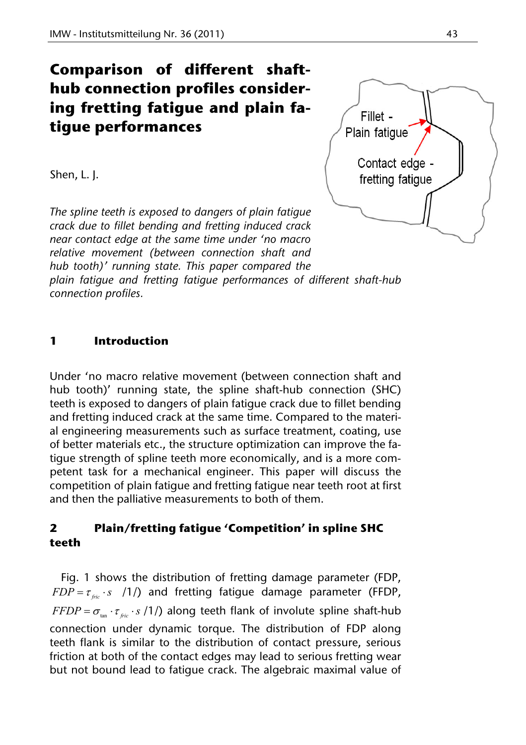# Comparison of different shaft-hub connection profiles considering fretting fatigue and plain fatigue performances

Shen, L. J.

Fillet - Plain fatigue

Contact edge - fretting fatigue

*The spline teeth is exposed to dangers of plain fatigue crack due to fillet bending and fretting induced crack near contact edge at the same time under 'no macro relative movement (between connection shaft and hub tooth)' running state. This paper compared the plain fatigue and fretting fatigue performances of different shaft-hub connection profiles.*

## 1 Introduction

Under 'no macro relative movement (between connection shaft and hub tooth)' running state, the spline shaft-hub connection (SHC) teeth is exposed to dangers of plain fatigue crack due to fillet bending and fretting induced crack at the same time. Compared to the material engineering measurements such as surface treatment, coating, use of better materials etc., the structure optimization can improve the fatigue strength of spline teeth more economically, and is a more competent task for a mechanical engineer. This paper will discuss the competition of plain fatigue and fretting fatigue near teeth root at first and then the palliative measurements to both of them.

## 2 Plain/fretting fatigue 'Competition' in spline SHC teeth

Fig. 1 shows the distribution of fretting damage parameter (FDP, $FDP = \tau_{fric} \cdot s$ /1/) and fretting fatigue damage parameter (FFDP, $FFDP = \sigma_{\tan} \cdot \tau_{fric} \cdot s$ /1/) along teeth flank of involute spline shaft-hub connection under dynamic torque. The distribution of FDP along teeth flank is similar to the distribution of contact pressure, serious friction at both of the contact edges may lead to serious fretting wear but not bound lead to fatigue crack. The algebraic maximal value of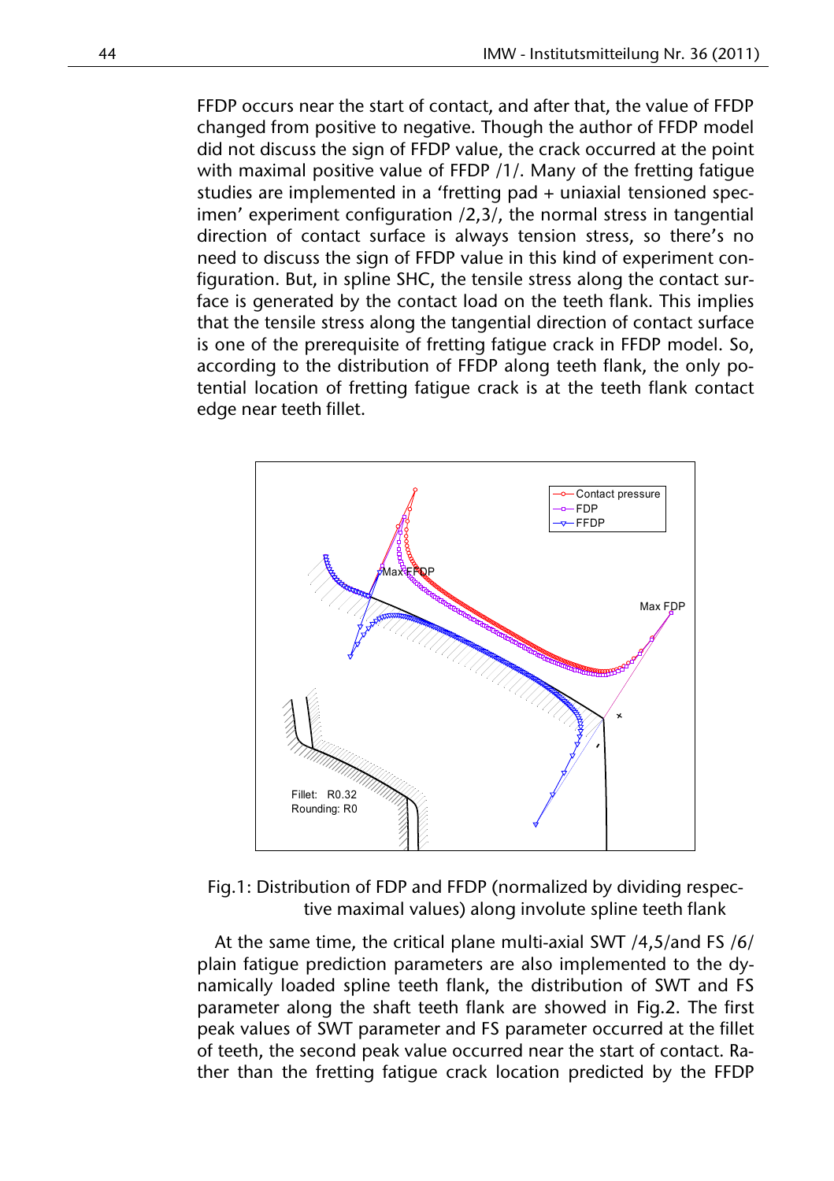FFDP occurs near the start of contact, and after that, the value of FFDP changed from positive to negative. Though the author of FFDP model did not discuss the sign of FFDP value, the crack occurred at the point with maximal positive value of FFDP /1/. Many of the fretting fatigue studies are implemented in a 'fretting pad + uniaxial tensioned specimen' experiment configuration /2,3/, the normal stress in tangential direction of contact surface is always tension stress, so there's no need to discuss the sign of FFDP value in this kind of experiment configuration. But, in spline SHC, the tensile stress along the contact surface is generated by the contact load on the teeth flank. This implies that the tensile stress along the tangential direction of contact surface is one of the prerequisite of fretting fatigue crack in FFDP model. So, according to the distribution of FFDP along teeth flank, the only potential location of fretting fatigue crack is at the teeth flank contact edge near teeth fillet.

Fig.1: Distribution of FDP and FFDP (normalized by dividing respective maximal values) along involute spline teeth flank

At the same time, the critical plane multi-axial SWT /4,5/and FS /6/ plain fatigue prediction parameters are also implemented to the dynamically loaded spline teeth flank, the distribution of SWT and FS parameter along the shaft teeth flank are showed in Fig.2. The first peak values of SWT parameter and FS parameter occurred at the fillet of teeth, the second peak value occurred near the start of contact. Rather than the fretting fatigue crack location predicted by the FFDP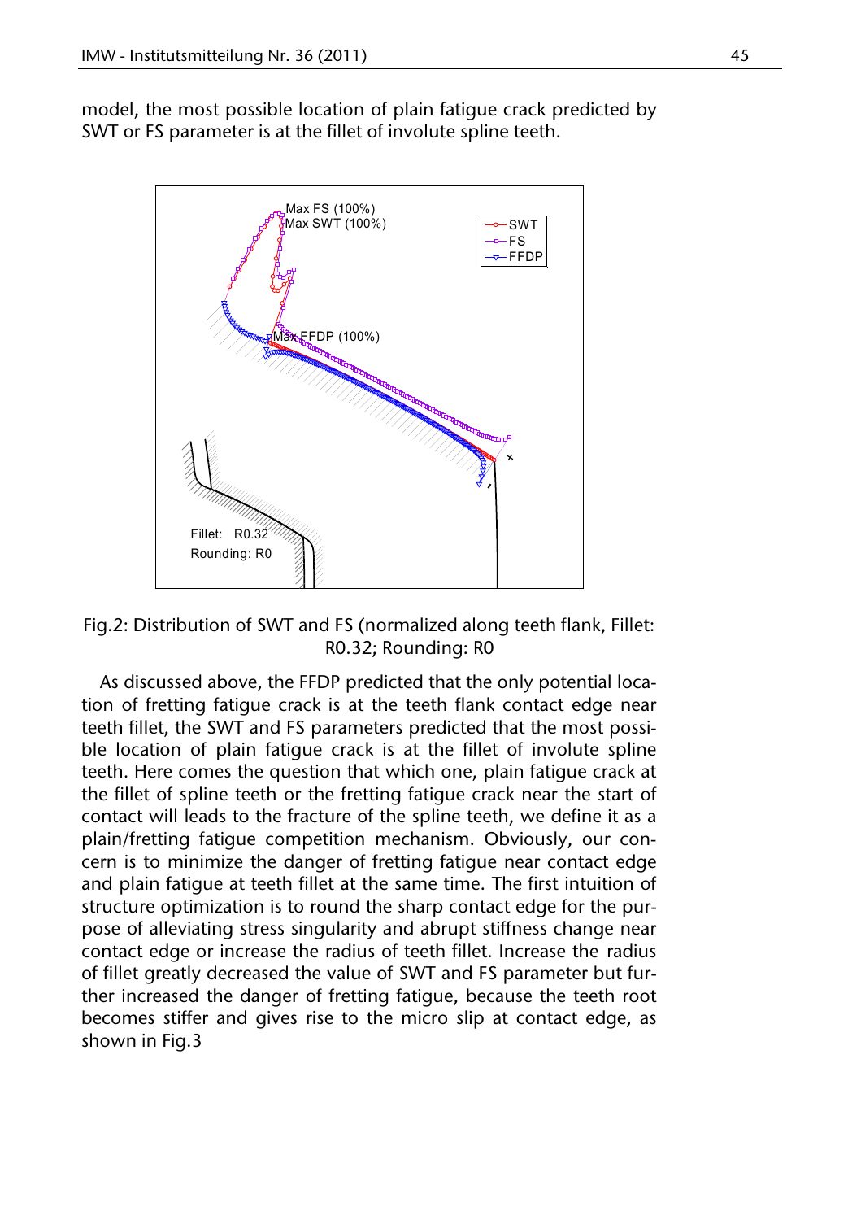model, the most possible location of plain fatigue crack predicted by SWT or FS parameter is at the fillet of involute spline teeth.

Fig.2: Distribution of SWT and FS (normalized along teeth flank, Fillet: R0.32; Rounding: R0

As discussed above, the FFDP predicted that the only potential location of fretting fatigue crack is at the teeth flank contact edge near teeth fillet, the SWT and FS parameters predicted that the most possible location of plain fatigue crack is at the fillet of involute spline teeth. Here comes the question that which one, plain fatigue crack at the fillet of spline teeth or the fretting fatigue crack near the start of contact will leads to the fracture of the spline teeth, we define it as a plain/fretting fatigue competition mechanism. Obviously, our concern is to minimize the danger of fretting fatigue near contact edge and plain fatigue at teeth fillet at the same time. The first intuition of structure optimization is to round the sharp contact edge for the purpose of alleviating stress singularity and abrupt stiffness change near contact edge or increase the radius of teeth fillet. Increase the radius of fillet greatly decreased the value of SWT and FS parameter but further increased the danger of fretting fatigue, because the teeth root becomes stiffer and gives rise to the micro slip at contact edge, as shown in Fig.3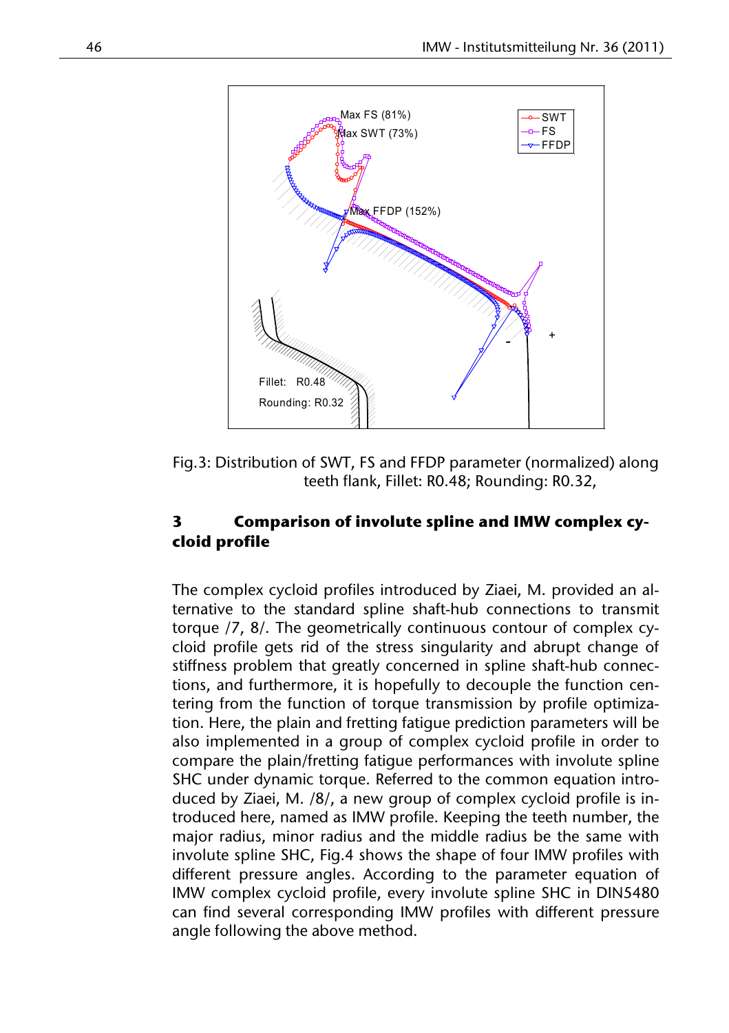Fig.3: Distribution of SWT, FS and FFDP parameter (normalized) along teeth flank, Fillet: R0.48; Rounding: R0.32,

## 3 Comparison of involute spline and IMW complex cycloid profile

The complex cycloid profiles introduced by Ziaei, M. provided an alternative to the standard spline shaft-hub connections to transmit torque /7, 8/. The geometrically continuous contour of complex cycloid profile gets rid of the stress singularity and abrupt change of stiffness problem that greatly concerned in spline shaft-hub connections, and furthermore, it is hopefully to decouple the function centering from the function of torque transmission by profile optimization. Here, the plain and fretting fatigue prediction parameters will be also implemented in a group of complex cycloid profile in order to compare the plain/fretting fatigue performances with involute spline SHC under dynamic torque. Referred to the common equation introduced by Ziaei, M. /8/, a new group of complex cycloid profile is introduced here, named as IMW profile. Keeping the teeth number, the major radius, minor radius and the middle radius be the same with involute spline SHC, Fig.4 shows the shape of four IMW profiles with different pressure angles. According to the parameter equation of IMW complex cycloid profile, every involute spline SHC in DIN5480 can find several corresponding IMW profiles with different pressure angle following the above method.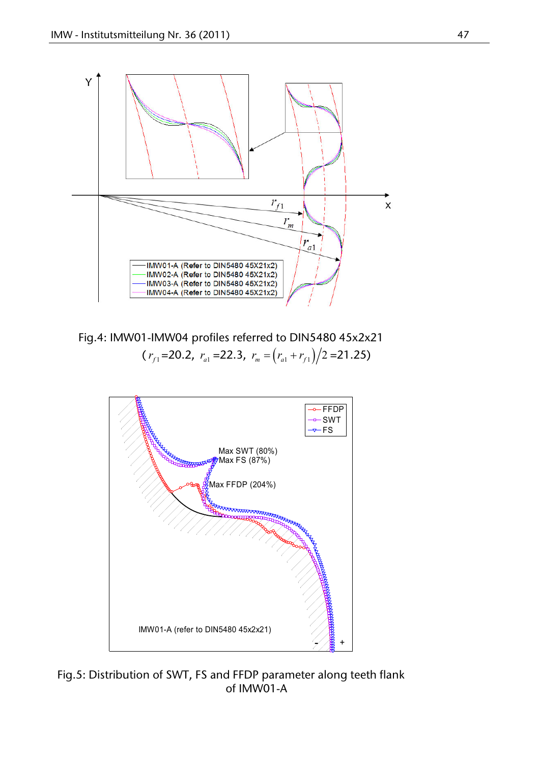Fig.4: IMW01-IMW04 profiles referred to DIN5480 45x2x21 ( $r_{f1}$ =20.2, $r_{a1}$ =22.3, $r_m = (r_{a1} + r_{f1})/2$ =21.25)

Fig.5: Distribution of SWT, FS and FFDP parameter along teeth flank of IMW01-A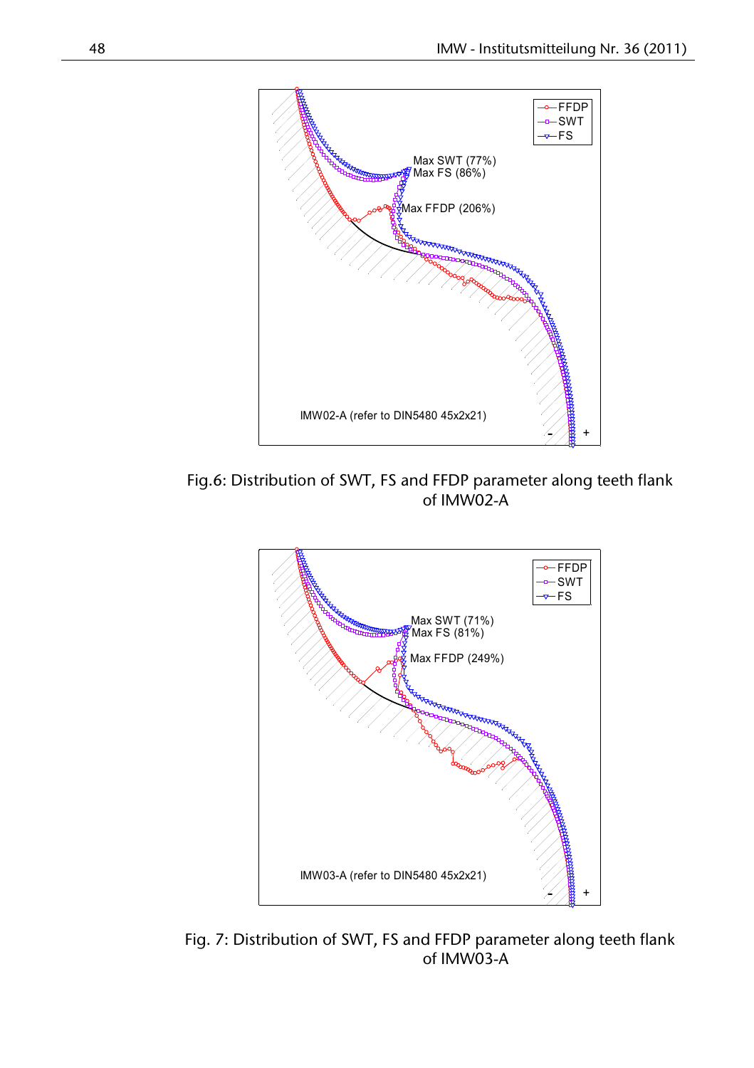Fig.6: Distribution of SWT, FS and FFDP parameter along teeth flank of IMW02-A

Fig. 7: Distribution of SWT, FS and FFDP parameter along teeth flank of IMW03-A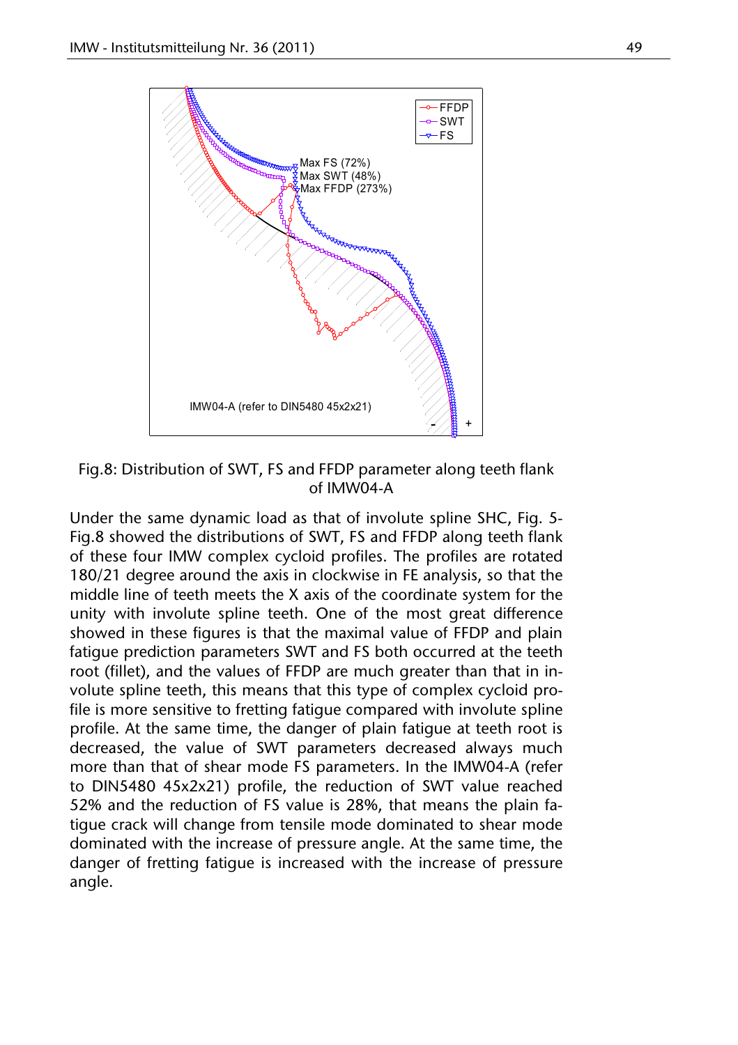Fig.8: Distribution of SWT, FS and FFDP parameter along teeth flank of IMW04-A

Under the same dynamic load as that of involute spline SHC, Fig. 5-Fig.8 showed the distributions of SWT, FS and FFDP along teeth flank of these four IMW complex cycloid profiles. The profiles are rotated 180/21 degree around the axis in clockwise in FE analysis, so that the middle line of teeth meets the X axis of the coordinate system for the unity with involute spline teeth. One of the most great difference showed in these figures is that the maximal value of FFDP and plain fatigue prediction parameters SWT and FS both occurred at the teeth root (fillet), and the values of FFDP are much greater than that in involute spline teeth, this means that this type of complex cycloid profile is more sensitive to fretting fatigue compared with involute spline profile. At the same time, the danger of plain fatigue at teeth root is decreased, the value of SWT parameters decreased always much more than that of shear mode FS parameters. In the IMW04-A (refer to DIN5480 45x2x21) profile, the reduction of SWT value reached 52% and the reduction of FS value is 28%, that means the plain fatigue crack will change from tensile mode dominated to shear mode dominated with the increase of pressure angle. At the same time, the danger of fretting fatigue is increased with the increase of pressure angle.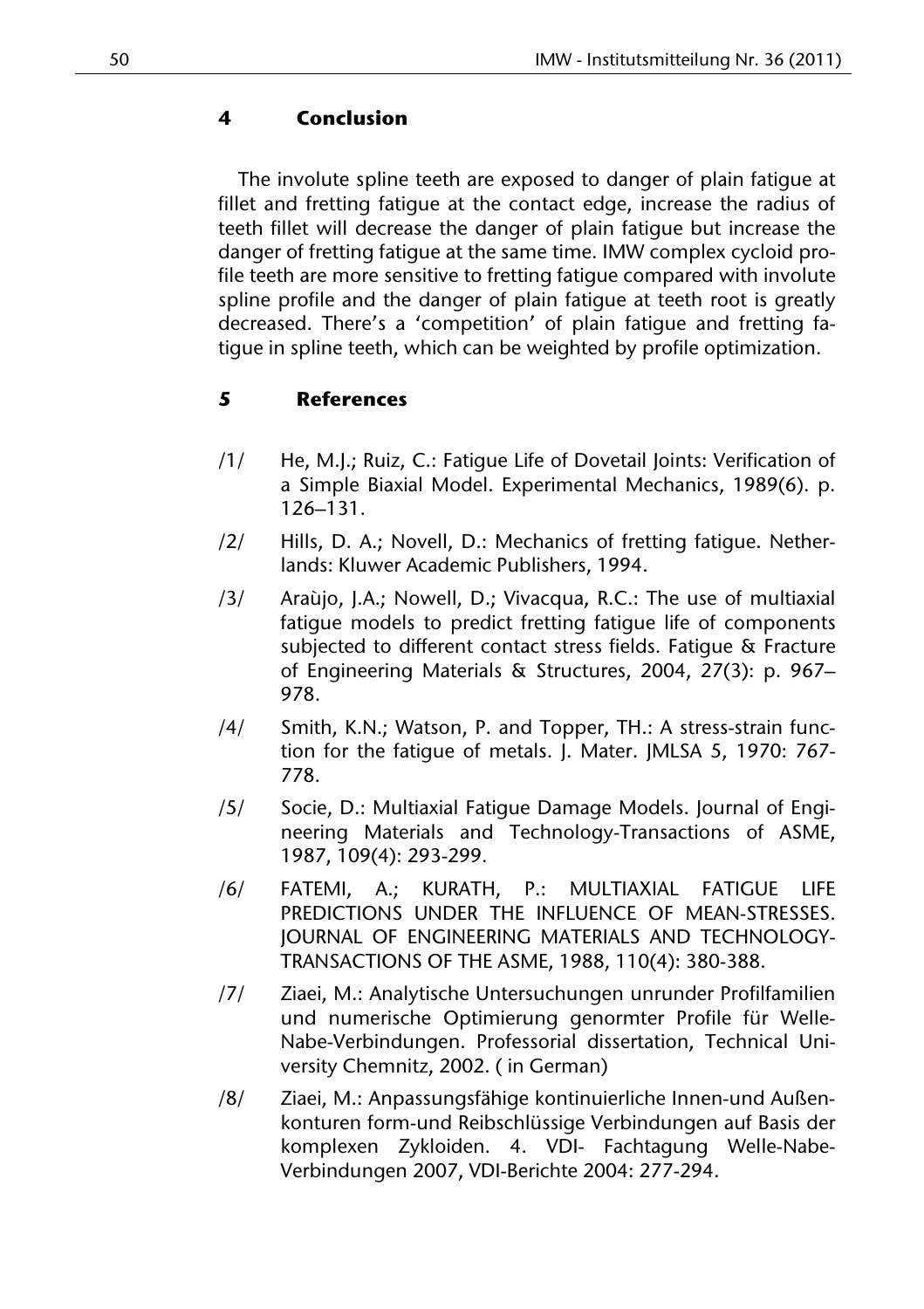## 4 Conclusion

The involute spline teeth are exposed to danger of plain fatigue at fillet and fretting fatigue at the contact edge, increase the radius of teeth fillet will decrease the danger of plain fatigue but increase the danger of fretting fatigue at the same time. IMW complex cycloid profile teeth are more sensitive to fretting fatigue compared with involute spline profile and the danger of plain fatigue at teeth root is greatly decreased. There's a 'competition' of plain fatigue and fretting fatigue in spline teeth, which can be weighted by profile optimization.

## 5 References

/1/ He, M.J.; Ruiz, C.: Fatigue Life of Dovetail Joints: Verification of a Simple Biaxial Model. Experimental Mechanics, 1989(6). p. 126–131.

/2/ Hills, D. A.; Novell, D.: Mechanics of fretting fatigue. Netherlands: Kluwer Academic Publishers, 1994.

/3/ Araùjo, J.A.; Nowell, D.; Vivacqua, R.C.: The use of multiaxial fatigue models to predict fretting fatigue life of components subjected to different contact stress fields. Fatigue & Fracture of Engineering Materials & Structures, 2004, 27(3): p. 967–978.

/4/ Smith, K.N.; Watson, P. and Topper, TH.: A stress-strain function for the fatigue of metals. J. Mater. JMLSA 5, 1970: 767-778.

/5/ Socie, D.: Multiaxial Fatigue Damage Models. Journal of Engineering Materials and Technology-Transactions of ASME, 1987, 109(4): 293-299.

/6/ FATEMI, A.; KURATH, P.: MULTIAXIAL FATIGUE LIFE PREDICTIONS UNDER THE INFLUENCE OF MEAN-STRESSES. JOURNAL OF ENGINEERING MATERIALS AND TECHNOLOGY-TRANSACTIONS OF THE ASME, 1988, 110(4): 380-388.

/7/ Ziaei, M.: Analytische Untersuchungen unrunder Profilfamilien und numerische Optimierung genormter Profile für Welle-Nabe-Verbindungen. Professorial dissertation, Technical University Chemnitz, 2002. ( in German)

/8/ Ziaei, M.: Anpassungsfähige kontinuierliche Innen-und Außenkonturen form-und Reibschlüssige Verbindungen auf Basis der komplexen Zykloiden. 4. VDI- Fachtagung Welle-Nabe-Verbindungen 2007, VDI-Berichte 2004: 277-294.